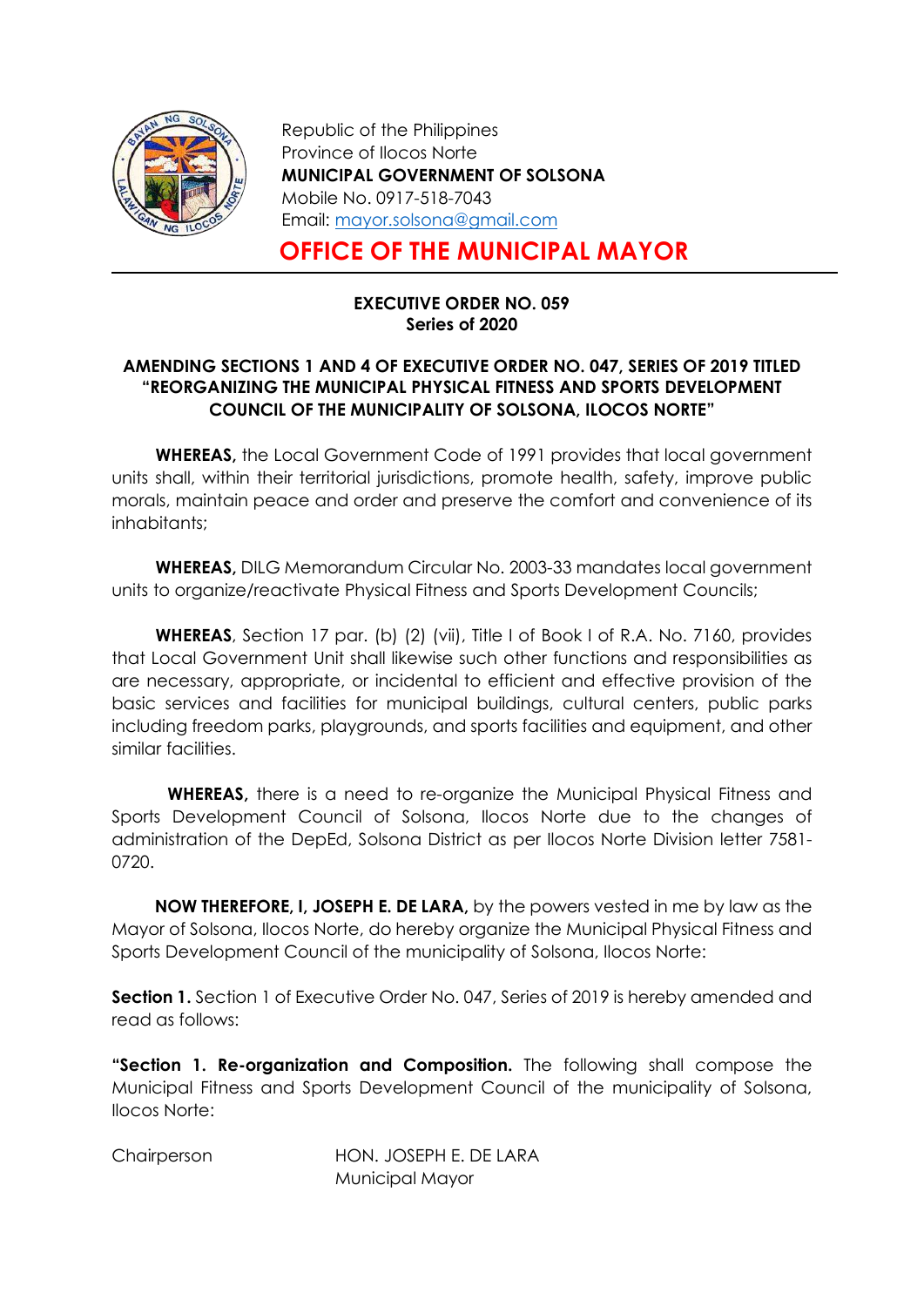Republic of the Philippines
Province of Ilocos Norte
**MUNICIPAL GOVERNMENT OF SOLSONA**
Mobile No. 0917-518-7043
Email: mayor.solsona@gmail.com

# OFFICE OF THE MUNICIPAL MAYOR

**EXECUTIVE ORDER NO. 059**
**Series of 2020**

**AMENDING SECTIONS 1 AND 4 OF EXECUTIVE ORDER NO. 047, SERIES OF 2019 TITLED "REORGANIZING THE MUNICIPAL PHYSICAL FITNESS AND SPORTS DEVELOPMENT COUNCIL OF THE MUNICIPALITY OF SOLSONA, ILOCOS NORTE"**

**WHEREAS,** the Local Government Code of 1991 provides that local government units shall, within their territorial jurisdictions, promote health, safety, improve public morals, maintain peace and order and preserve the comfort and convenience of its inhabitants;

**WHEREAS,** DILG Memorandum Circular No. 2003-33 mandates local government units to organize/reactivate Physical Fitness and Sports Development Councils;

**WHEREAS**, Section 17 par. (b) (2) (vii), Title I of Book I of R.A. No. 7160, provides that Local Government Unit shall likewise such other functions and responsibilities as are necessary, appropriate, or incidental to efficient and effective provision of the basic services and facilities for municipal buildings, cultural centers, public parks including freedom parks, playgrounds, and sports facilities and equipment, and other similar facilities.

**WHEREAS,** there is a need to re-organize the Municipal Physical Fitness and Sports Development Council of Solsona, Ilocos Norte due to the changes of administration of the DepEd, Solsona District as per Ilocos Norte Division letter 7581-0720.

**NOW THEREFORE, I, JOSEPH E. DE LARA,** by the powers vested in me by law as the Mayor of Solsona, Ilocos Norte, do hereby organize the Municipal Physical Fitness and Sports Development Council of the municipality of Solsona, Ilocos Norte:

**Section 1.** Section 1 of Executive Order No. 047, Series of 2019 is hereby amended and read as follows:

**"Section 1. Re-organization and Composition.** The following shall compose the Municipal Fitness and Sports Development Council of the municipality of Solsona, Ilocos Norte:

| | |
|---|---|
| Chairperson | HON. JOSEPH E. DE LARA<br>Municipal Mayor |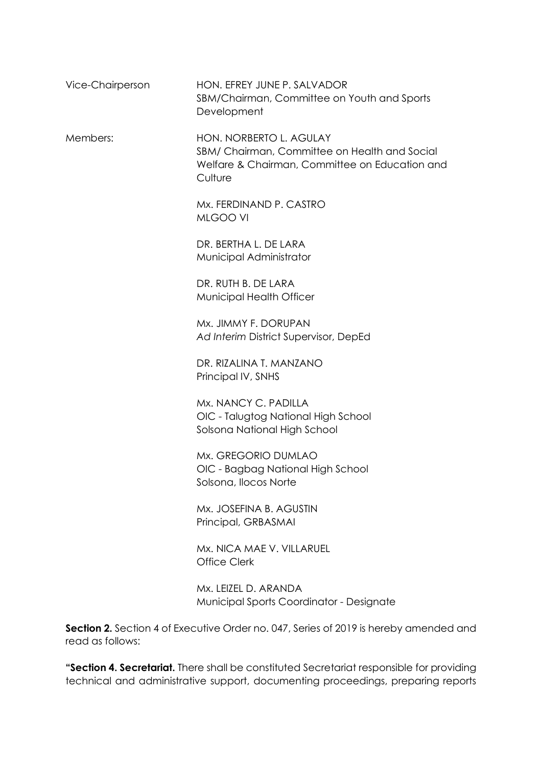| | |
|---|---|
| Vice-Chairperson | HON. EFREY JUNE P. SALVADOR<br>SBM/Chairman, Committee on Youth and Sports Development |
| Members: | HON. NORBERTO L. AGULAY<br>SBM/ Chairman, Committee on Health and Social Welfare & Chairman, Committee on Education and Culture |
| | Mx. FERDINAND P. CASTRO<br>MLGOO VI |
| | DR. BERTHA L. DE LARA<br>Municipal Administrator |
| | DR. RUTH B. DE LARA<br>Municipal Health Officer |
| | Mx. JIMMY F. DORUPAN<br>*Ad Interim* District Supervisor, DepEd |
| | DR. RIZALINA T. MANZANO<br>Principal IV, SNHS |
| | Mx. NANCY C. PADILLA<br>OIC - Talugtog National High School<br>Solsona National High School |
| | Mx. GREGORIO DUMLAO<br>OIC - Bagbag National High School<br>Solsona, Ilocos Norte |
| | Mx. JOSEFINA B. AGUSTIN<br>Principal, GRBASMAI |
| | Mx. NICA MAE V. VILLARUEL<br>Office Clerk |
| | Mx. LEIZEL D. ARANDA<br>Municipal Sports Coordinator - Designate |

**Section 2.** Section 4 of Executive Order no. 047, Series of 2019 is hereby amended and read as follows:

**"Section 4. Secretariat.** There shall be constituted Secretariat responsible for providing technical and administrative support, documenting proceedings, preparing reports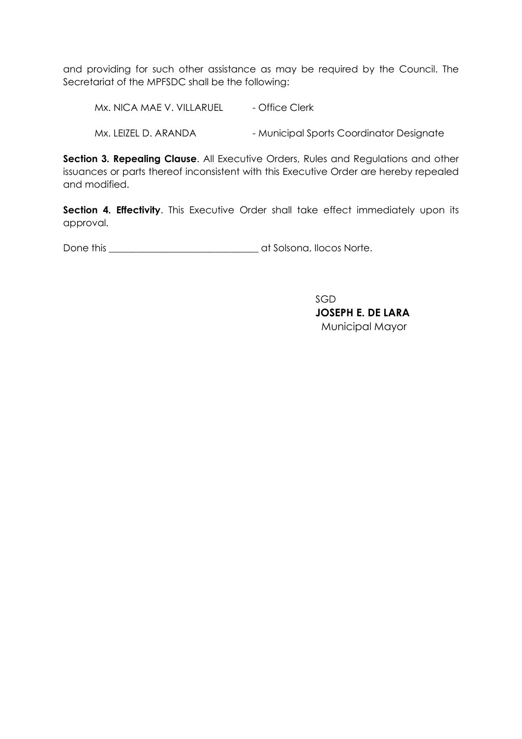and providing for such other assistance as may be required by the Council. The Secretariat of the MPFSDC shall be the following:

| | |
|---|---|
| Mx. NICA MAE V. VILLARUEL | - Office Clerk |
| Mx. LEIZEL D. ARANDA | - Municipal Sports Coordinator Designate |

**Section 3. Repealing Clause**. All Executive Orders, Rules and Regulations and other issuances or parts thereof inconsistent with this Executive Order are hereby repealed and modified.

**Section 4. Effectivity**. This Executive Order shall take effect immediately upon its approval.

Done this ______________________________ at Solsona, Ilocos Norte.

SGD
**JOSEPH E. DE LARA**
Municipal Mayor